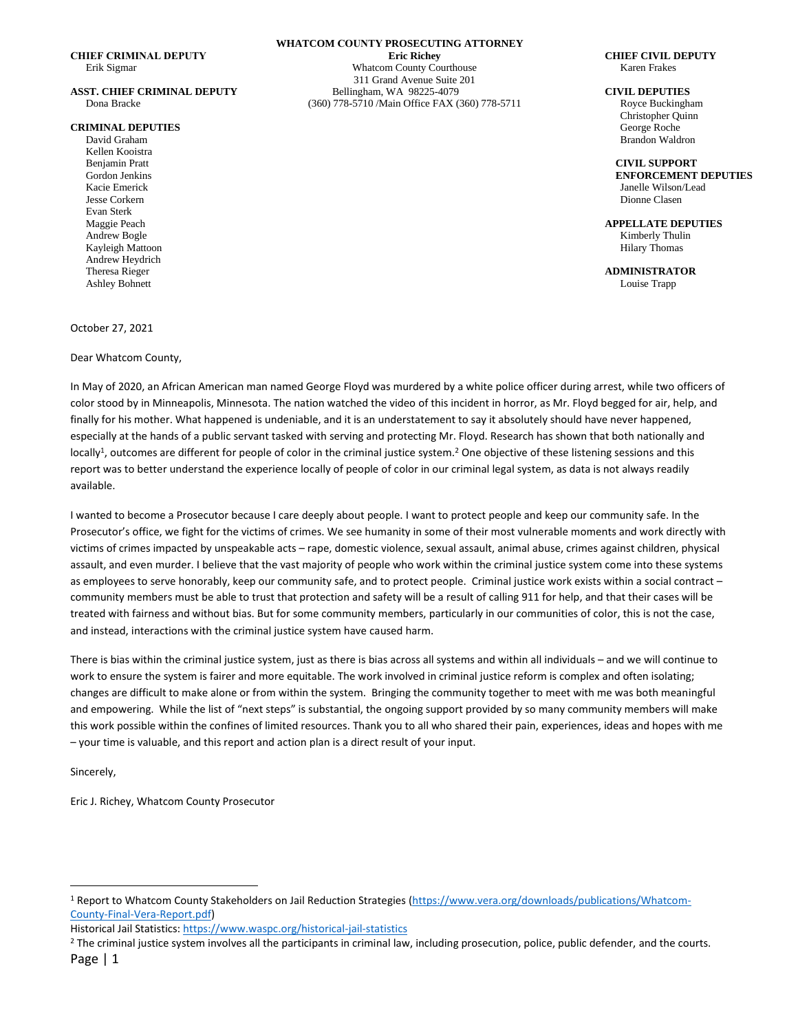**WHATCOM COUNTY PROSECUTING ATTORNEY**
**Eric Richey**
Whatcom County Courthouse
311 Grand Avenue Suite 201
Bellingham, WA 98225-4079
(360) 778-5710 /Main Office FAX (360) 778-5711

**CHIEF CRIMINAL DEPUTY**
Erik Sigmar

**ASST. CHIEF CRIMINAL DEPUTY**
Dona Bracke

**CRIMINAL DEPUTIES**
David Graham
Kellen Kooistra
Benjamin Pratt
Gordon Jenkins
Kacie Emerick
Jesse Corkern
Evan Sterk
Maggie Peach
Andrew Bogle
Kayleigh Mattoon
Andrew Heydrich
Theresa Rieger
Ashley Bohnett

**CHIEF CIVIL DEPUTY**
Karen Frakes

**CIVIL DEPUTIES**
Royce Buckingham
Christopher Quinn
George Roche
Brandon Waldron

**CIVIL SUPPORT ENFORCEMENT DEPUTIES**
Janelle Wilson/Lead
Dionne Clasen

**APPELLATE DEPUTIES**
Kimberly Thulin
Hilary Thomas

**ADMINISTRATOR**
Louise Trapp

October 27, 2021

Dear Whatcom County,

In May of 2020, an African American man named George Floyd was murdered by a white police officer during arrest, while two officers of color stood by in Minneapolis, Minnesota. The nation watched the video of this incident in horror, as Mr. Floyd begged for air, help, and finally for his mother. What happened is undeniable, and it is an understatement to say it absolutely should have never happened, especially at the hands of a public servant tasked with serving and protecting Mr. Floyd. Research has shown that both nationally and locally[1], outcomes are different for people of color in the criminal justice system.[2] One objective of these listening sessions and this report was to better understand the experience locally of people of color in our criminal legal system, as data is not always readily available.

I wanted to become a Prosecutor because I care deeply about people. I want to protect people and keep our community safe. In the Prosecutor's office, we fight for the victims of crimes. We see humanity in some of their most vulnerable moments and work directly with victims of crimes impacted by unspeakable acts – rape, domestic violence, sexual assault, animal abuse, crimes against children, physical assault, and even murder. I believe that the vast majority of people who work within the criminal justice system come into these systems as employees to serve honorably, keep our community safe, and to protect people. Criminal justice work exists within a social contract – community members must be able to trust that protection and safety will be a result of calling 911 for help, and that their cases will be treated with fairness and without bias. But for some community members, particularly in our communities of color, this is not the case, and instead, interactions with the criminal justice system have caused harm.

There is bias within the criminal justice system, just as there is bias across all systems and within all individuals – and we will continue to work to ensure the system is fairer and more equitable. The work involved in criminal justice reform is complex and often isolating; changes are difficult to make alone or from within the system. Bringing the community together to meet with me was both meaningful and empowering. While the list of "next steps" is substantial, the ongoing support provided by so many community members will make this work possible within the confines of limited resources. Thank you to all who shared their pain, experiences, ideas and hopes with me – your time is valuable, and this report and action plan is a direct result of your input.

Sincerely,

Eric J. Richey, Whatcom County Prosecutor

---

[1] Report to Whatcom County Stakeholders on Jail Reduction Strategies (https://www.vera.org/downloads/publications/Whatcom-County-Final-Vera-Report.pdf)
Historical Jail Statistics: https://www.waspc.org/historical-jail-statistics

[2] The criminal justice system involves all the participants in criminal law, including prosecution, police, public defender, and the courts.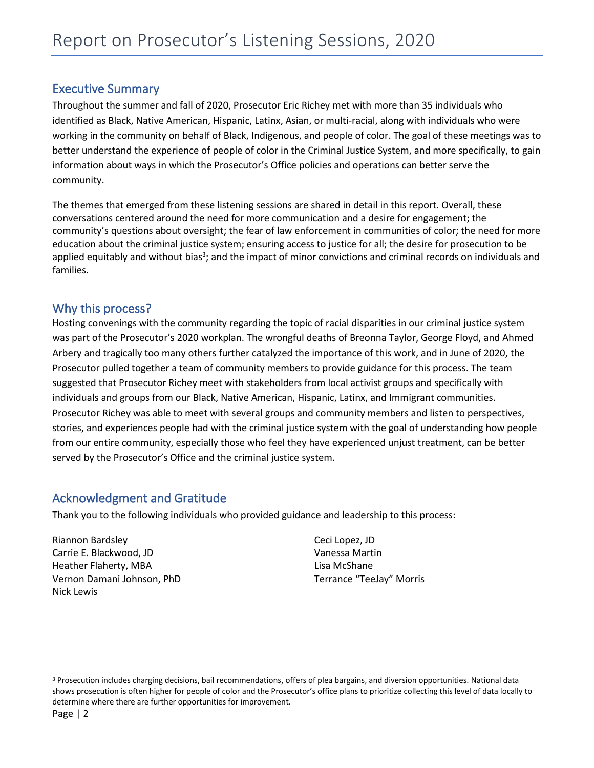# Report on Prosecutor's Listening Sessions, 2020

## Executive Summary

Throughout the summer and fall of 2020, Prosecutor Eric Richey met with more than 35 individuals who identified as Black, Native American, Hispanic, Latinx, Asian, or multi-racial, along with individuals who were working in the community on behalf of Black, Indigenous, and people of color. The goal of these meetings was to better understand the experience of people of color in the Criminal Justice System, and more specifically, to gain information about ways in which the Prosecutor's Office policies and operations can better serve the community.

The themes that emerged from these listening sessions are shared in detail in this report. Overall, these conversations centered around the need for more communication and a desire for engagement; the community's questions about oversight; the fear of law enforcement in communities of color; the need for more education about the criminal justice system; ensuring access to justice for all; the desire for prosecution to be applied equitably and without bias[3]; and the impact of minor convictions and criminal records on individuals and families.

## Why this process?

Hosting convenings with the community regarding the topic of racial disparities in our criminal justice system was part of the Prosecutor's 2020 workplan. The wrongful deaths of Breonna Taylor, George Floyd, and Ahmed Arbery and tragically too many others further catalyzed the importance of this work, and in June of 2020, the Prosecutor pulled together a team of community members to provide guidance for this process. The team suggested that Prosecutor Richey meet with stakeholders from local activist groups and specifically with individuals and groups from our Black, Native American, Hispanic, Latinx, and Immigrant communities. Prosecutor Richey was able to meet with several groups and community members and listen to perspectives, stories, and experiences people had with the criminal justice system with the goal of understanding how people from our entire community, especially those who feel they have experienced unjust treatment, can be better served by the Prosecutor's Office and the criminal justice system.

## Acknowledgment and Gratitude

Thank you to the following individuals who provided guidance and leadership to this process:

Riannon Bardsley
Carrie E. Blackwood, JD
Heather Flaherty, MBA
Vernon Damani Johnson, PhD
Nick Lewis
Ceci Lopez, JD
Vanessa Martin
Lisa McShane
Terrance "TeeJay" Morris

---

[3] Prosecution includes charging decisions, bail recommendations, offers of plea bargains, and diversion opportunities. National data shows prosecution is often higher for people of color and the Prosecutor's office plans to prioritize collecting this level of data locally to determine where there are further opportunities for improvement.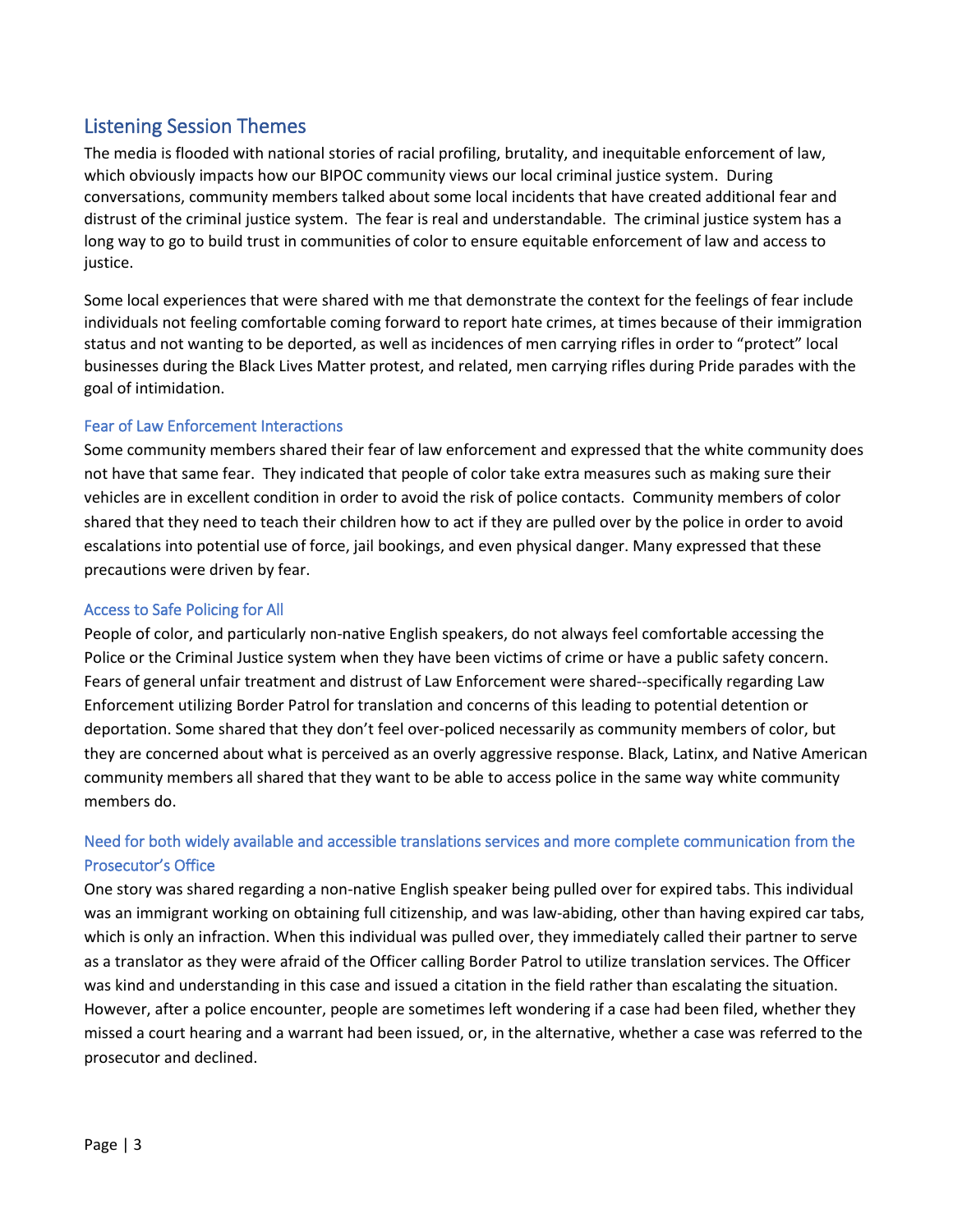## Listening Session Themes

The media is flooded with national stories of racial profiling, brutality, and inequitable enforcement of law, which obviously impacts how our BIPOC community views our local criminal justice system. During conversations, community members talked about some local incidents that have created additional fear and distrust of the criminal justice system. The fear is real and understandable. The criminal justice system has a long way to go to build trust in communities of color to ensure equitable enforcement of law and access to justice.

Some local experiences that were shared with me that demonstrate the context for the feelings of fear include individuals not feeling comfortable coming forward to report hate crimes, at times because of their immigration status and not wanting to be deported, as well as incidences of men carrying rifles in order to "protect" local businesses during the Black Lives Matter protest, and related, men carrying rifles during Pride parades with the goal of intimidation.

### Fear of Law Enforcement Interactions

Some community members shared their fear of law enforcement and expressed that the white community does not have that same fear. They indicated that people of color take extra measures such as making sure their vehicles are in excellent condition in order to avoid the risk of police contacts. Community members of color shared that they need to teach their children how to act if they are pulled over by the police in order to avoid escalations into potential use of force, jail bookings, and even physical danger. Many expressed that these precautions were driven by fear.

### Access to Safe Policing for All

People of color, and particularly non-native English speakers, do not always feel comfortable accessing the Police or the Criminal Justice system when they have been victims of crime or have a public safety concern. Fears of general unfair treatment and distrust of Law Enforcement were shared--specifically regarding Law Enforcement utilizing Border Patrol for translation and concerns of this leading to potential detention or deportation. Some shared that they don't feel over-policed necessarily as community members of color, but they are concerned about what is perceived as an overly aggressive response. Black, Latinx, and Native American community members all shared that they want to be able to access police in the same way white community members do.

### Need for both widely available and accessible translations services and more complete communication from the Prosecutor's Office

One story was shared regarding a non-native English speaker being pulled over for expired tabs. This individual was an immigrant working on obtaining full citizenship, and was law-abiding, other than having expired car tabs, which is only an infraction. When this individual was pulled over, they immediately called their partner to serve as a translator as they were afraid of the Officer calling Border Patrol to utilize translation services. The Officer was kind and understanding in this case and issued a citation in the field rather than escalating the situation. However, after a police encounter, people are sometimes left wondering if a case had been filed, whether they missed a court hearing and a warrant had been issued, or, in the alternative, whether a case was referred to the prosecutor and declined.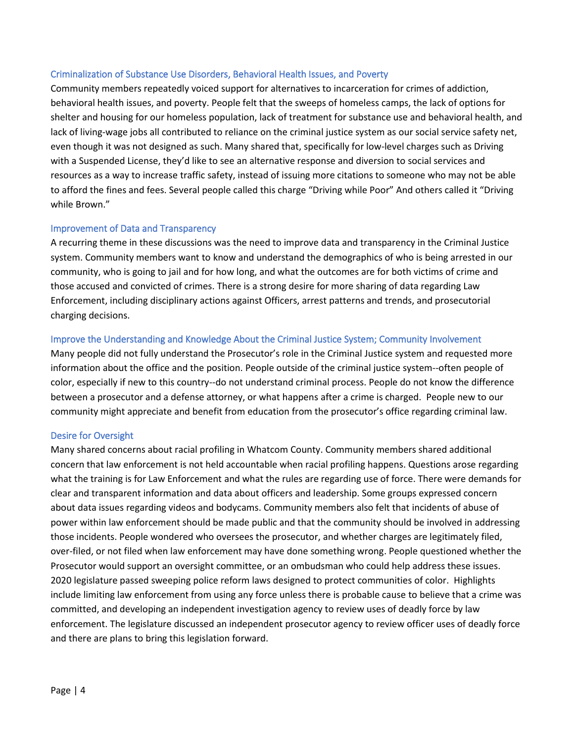### Criminalization of Substance Use Disorders, Behavioral Health Issues, and Poverty

Community members repeatedly voiced support for alternatives to incarceration for crimes of addiction, behavioral health issues, and poverty. People felt that the sweeps of homeless camps, the lack of options for shelter and housing for our homeless population, lack of treatment for substance use and behavioral health, and lack of living-wage jobs all contributed to reliance on the criminal justice system as our social service safety net, even though it was not designed as such. Many shared that, specifically for low-level charges such as Driving with a Suspended License, they'd like to see an alternative response and diversion to social services and resources as a way to increase traffic safety, instead of issuing more citations to someone who may not be able to afford the fines and fees. Several people called this charge "Driving while Poor" And others called it "Driving while Brown."

### Improvement of Data and Transparency

A recurring theme in these discussions was the need to improve data and transparency in the Criminal Justice system. Community members want to know and understand the demographics of who is being arrested in our community, who is going to jail and for how long, and what the outcomes are for both victims of crime and those accused and convicted of crimes. There is a strong desire for more sharing of data regarding Law Enforcement, including disciplinary actions against Officers, arrest patterns and trends, and prosecutorial charging decisions.

### Improve the Understanding and Knowledge About the Criminal Justice System; Community Involvement

Many people did not fully understand the Prosecutor's role in the Criminal Justice system and requested more information about the office and the position. People outside of the criminal justice system--often people of color, especially if new to this country--do not understand criminal process. People do not know the difference between a prosecutor and a defense attorney, or what happens after a crime is charged. People new to our community might appreciate and benefit from education from the prosecutor's office regarding criminal law.

### Desire for Oversight

Many shared concerns about racial profiling in Whatcom County. Community members shared additional concern that law enforcement is not held accountable when racial profiling happens. Questions arose regarding what the training is for Law Enforcement and what the rules are regarding use of force. There were demands for clear and transparent information and data about officers and leadership. Some groups expressed concern about data issues regarding videos and bodycams. Community members also felt that incidents of abuse of power within law enforcement should be made public and that the community should be involved in addressing those incidents. People wondered who oversees the prosecutor, and whether charges are legitimately filed, over-filed, or not filed when law enforcement may have done something wrong. People questioned whether the Prosecutor would support an oversight committee, or an ombudsman who could help address these issues. 2020 legislature passed sweeping police reform laws designed to protect communities of color. Highlights include limiting law enforcement from using any force unless there is probable cause to believe that a crime was committed, and developing an independent investigation agency to review uses of deadly force by law enforcement. The legislature discussed an independent prosecutor agency to review officer uses of deadly force and there are plans to bring this legislation forward.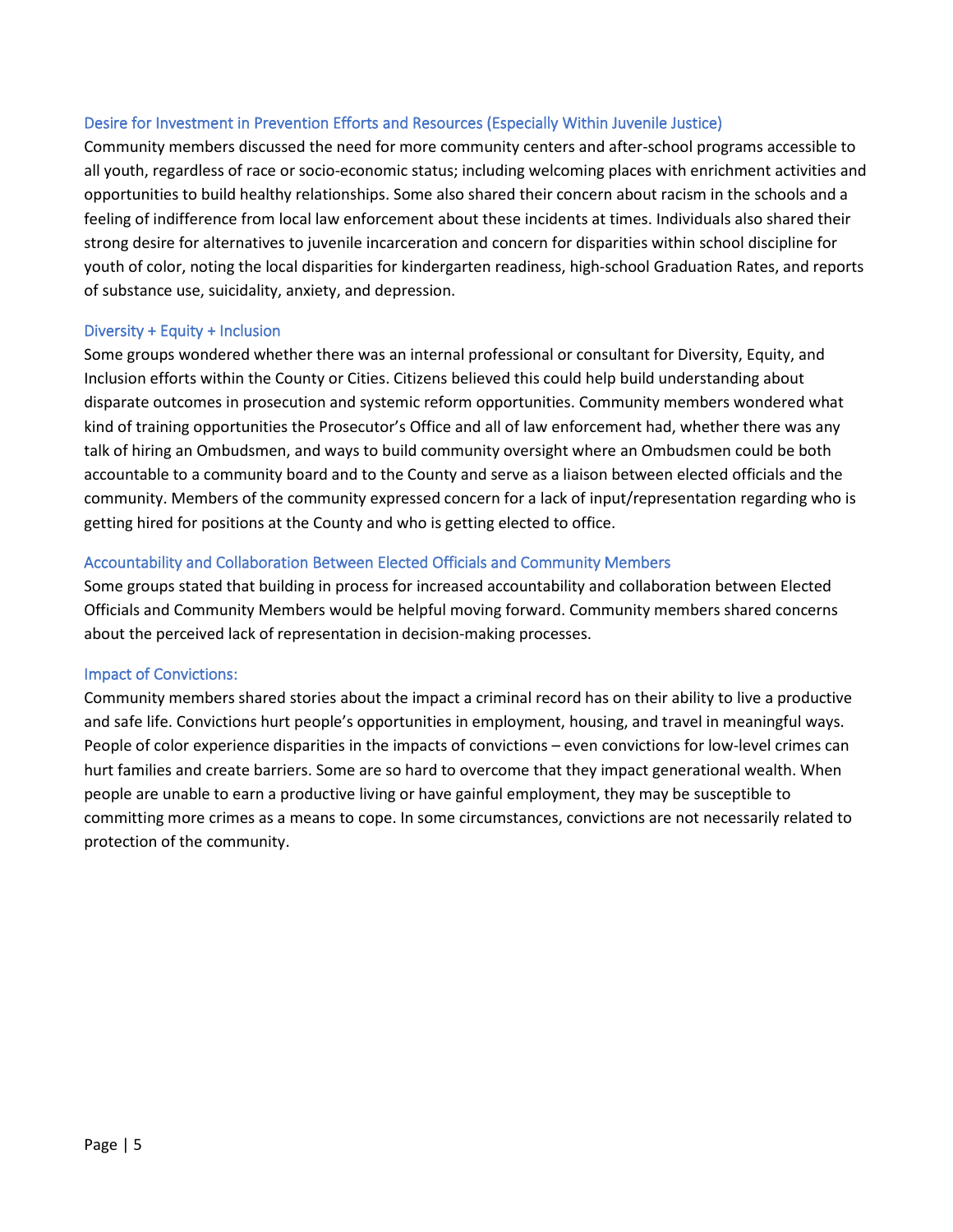### Desire for Investment in Prevention Efforts and Resources (Especially Within Juvenile Justice)

Community members discussed the need for more community centers and after-school programs accessible to all youth, regardless of race or socio-economic status; including welcoming places with enrichment activities and opportunities to build healthy relationships. Some also shared their concern about racism in the schools and a feeling of indifference from local law enforcement about these incidents at times. Individuals also shared their strong desire for alternatives to juvenile incarceration and concern for disparities within school discipline for youth of color, noting the local disparities for kindergarten readiness, high-school Graduation Rates, and reports of substance use, suicidality, anxiety, and depression.

### Diversity + Equity + Inclusion

Some groups wondered whether there was an internal professional or consultant for Diversity, Equity, and Inclusion efforts within the County or Cities. Citizens believed this could help build understanding about disparate outcomes in prosecution and systemic reform opportunities. Community members wondered what kind of training opportunities the Prosecutor's Office and all of law enforcement had, whether there was any talk of hiring an Ombudsmen, and ways to build community oversight where an Ombudsmen could be both accountable to a community board and to the County and serve as a liaison between elected officials and the community. Members of the community expressed concern for a lack of input/representation regarding who is getting hired for positions at the County and who is getting elected to office.

### Accountability and Collaboration Between Elected Officials and Community Members

Some groups stated that building in process for increased accountability and collaboration between Elected Officials and Community Members would be helpful moving forward. Community members shared concerns about the perceived lack of representation in decision-making processes.

### Impact of Convictions:

Community members shared stories about the impact a criminal record has on their ability to live a productive and safe life. Convictions hurt people's opportunities in employment, housing, and travel in meaningful ways. People of color experience disparities in the impacts of convictions – even convictions for low-level crimes can hurt families and create barriers. Some are so hard to overcome that they impact generational wealth. When people are unable to earn a productive living or have gainful employment, they may be susceptible to committing more crimes as a means to cope. In some circumstances, convictions are not necessarily related to protection of the community.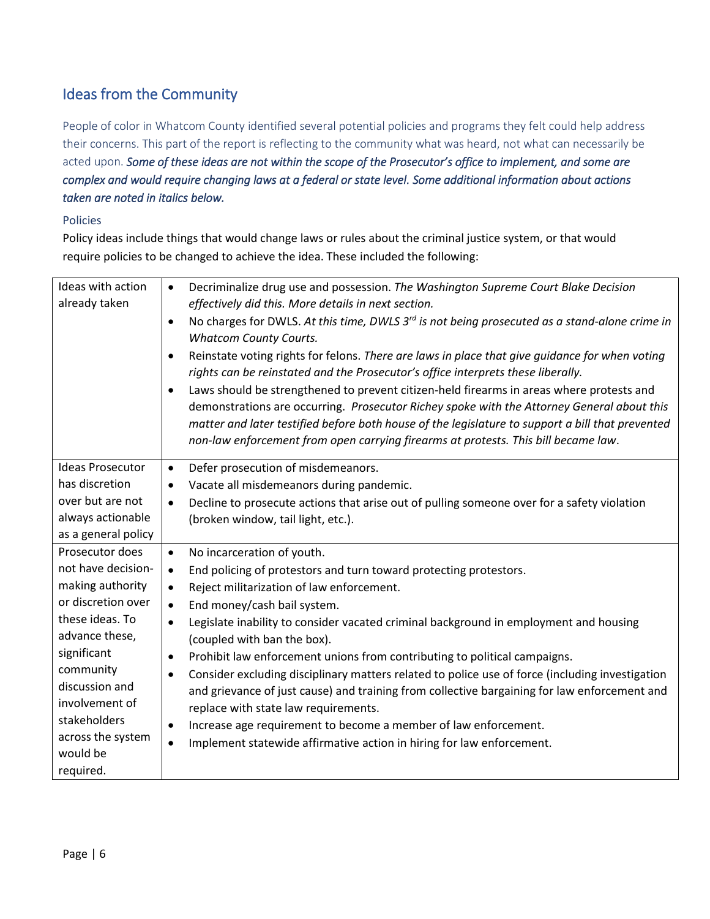## Ideas from the Community

People of color in Whatcom County identified several potential policies and programs they felt could help address their concerns. This part of the report is reflecting to the community what was heard, not what can necessarily be acted upon. ***Some of these ideas are not within the scope of the Prosecutor's office to implement, and some are complex and would require changing laws at a federal or state level. Some additional information about actions taken are noted in italics below.***

### Policies

Policy ideas include things that would change laws or rules about the criminal justice system, or that would require policies to be changed to achieve the idea. These included the following:

| | |
|---|---|
| Ideas with action already taken | • Decriminalize drug use and possession. *The Washington Supreme Court Blake Decision effectively did this. More details in next section.*<br>• No charges for DWLS. *At this time, DWLS 3rd is not being prosecuted as a stand-alone crime in Whatcom County Courts.*<br>• Reinstate voting rights for felons. *There are laws in place that give guidance for when voting rights can be reinstated and the Prosecutor's office interprets these liberally.*<br>• Laws should be strengthened to prevent citizen-held firearms in areas where protests and demonstrations are occurring. *Prosecutor Richey spoke with the Attorney General about this matter and later testified before both house of the legislature to support a bill that prevented non-law enforcement from open carrying firearms at protests. This bill became law*. |
| Ideas Prosecutor has discretion over but are not always actionable as a general policy | • Defer prosecution of misdemeanors.<br>• Vacate all misdemeanors during pandemic.<br>• Decline to prosecute actions that arise out of pulling someone over for a safety violation (broken window, tail light, etc.). |
| Prosecutor does not have decision-making authority or discretion over these ideas. To advance these, significant community discussion and involvement of stakeholders across the system would be required. | • No incarceration of youth.<br>• End policing of protestors and turn toward protecting protestors.<br>• Reject militarization of law enforcement.<br>• End money/cash bail system.<br>• Legislate inability to consider vacated criminal background in employment and housing (coupled with ban the box).<br>• Prohibit law enforcement unions from contributing to political campaigns.<br>• Consider excluding disciplinary matters related to police use of force (including investigation and grievance of just cause) and training from collective bargaining for law enforcement and replace with state law requirements.<br>• Increase age requirement to become a member of law enforcement.<br>• Implement statewide affirmative action in hiring for law enforcement. |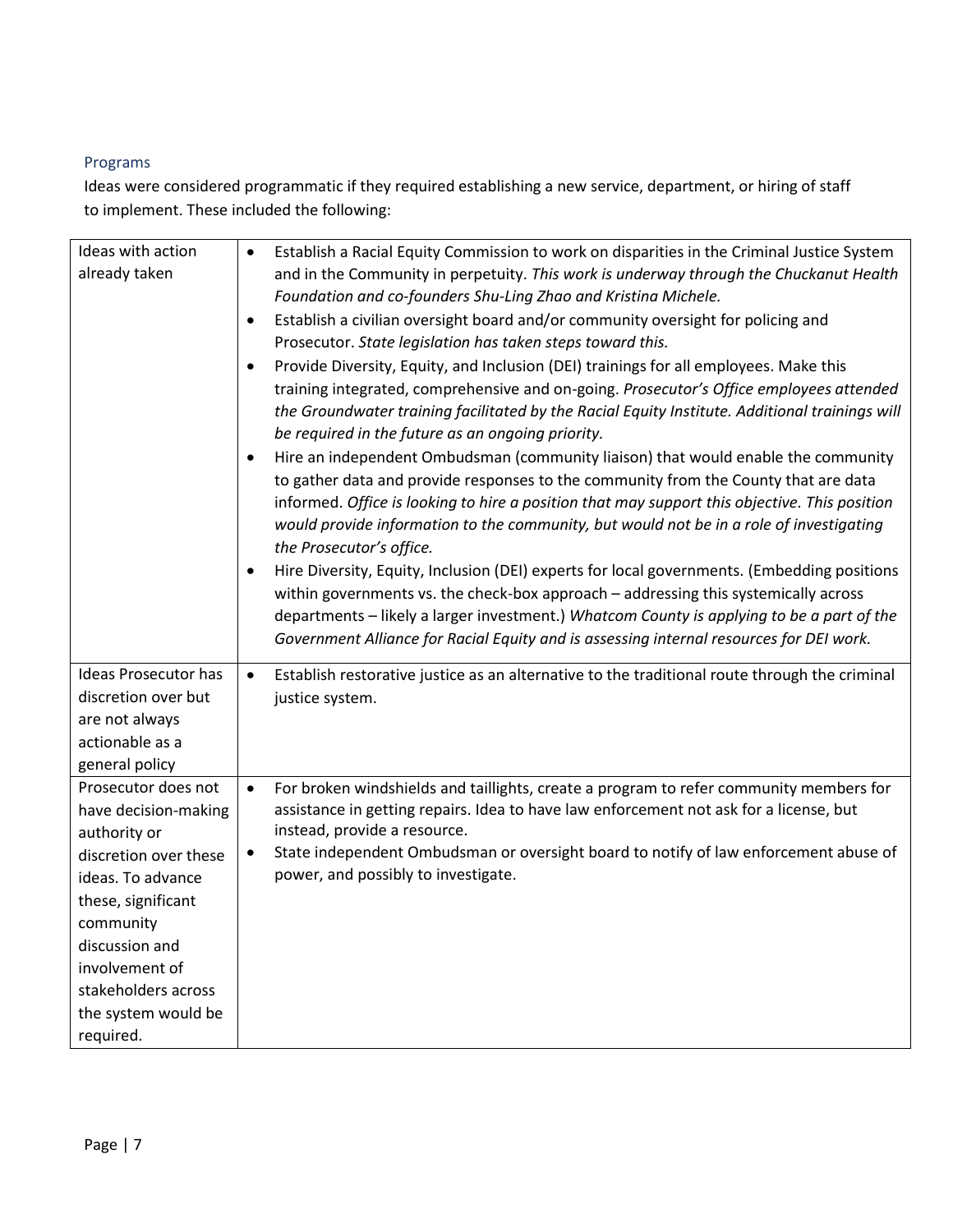### Programs

Ideas were considered programmatic if they required establishing a new service, department, or hiring of staff to implement. These included the following:

| | |
|---|---|
| Ideas with action already taken | • Establish a Racial Equity Commission to work on disparities in the Criminal Justice System and in the Community in perpetuity. *This work is underway through the Chuckanut Health Foundation and co-founders Shu-Ling Zhao and Kristina Michele.*<br>• Establish a civilian oversight board and/or community oversight for policing and Prosecutor. *State legislation has taken steps toward this.*<br>• Provide Diversity, Equity, and Inclusion (DEI) trainings for all employees. Make this training integrated, comprehensive and on-going. *Prosecutor's Office employees attended the Groundwater training facilitated by the Racial Equity Institute. Additional trainings will be required in the future as an ongoing priority.*<br>• Hire an independent Ombudsman (community liaison) that would enable the community to gather data and provide responses to the community from the County that are data informed. *Office is looking to hire a position that may support this objective. This position would provide information to the community, but would not be in a role of investigating the Prosecutor's office.*<br>• Hire Diversity, Equity, Inclusion (DEI) experts for local governments. (Embedding positions within governments vs. the check-box approach – addressing this systemically across departments – likely a larger investment.) *Whatcom County is applying to be a part of the Government Alliance for Racial Equity and is assessing internal resources for DEI work.* |
| Ideas Prosecutor has discretion over but are not always actionable as a general policy | • Establish restorative justice as an alternative to the traditional route through the criminal justice system. |
| Prosecutor does not have decision-making authority or discretion over these ideas. To advance these, significant community discussion and involvement of stakeholders across the system would be required. | • For broken windshields and taillights, create a program to refer community members for assistance in getting repairs. Idea to have law enforcement not ask for a license, but instead, provide a resource.<br>• State independent Ombudsman or oversight board to notify of law enforcement abuse of power, and possibly to investigate. |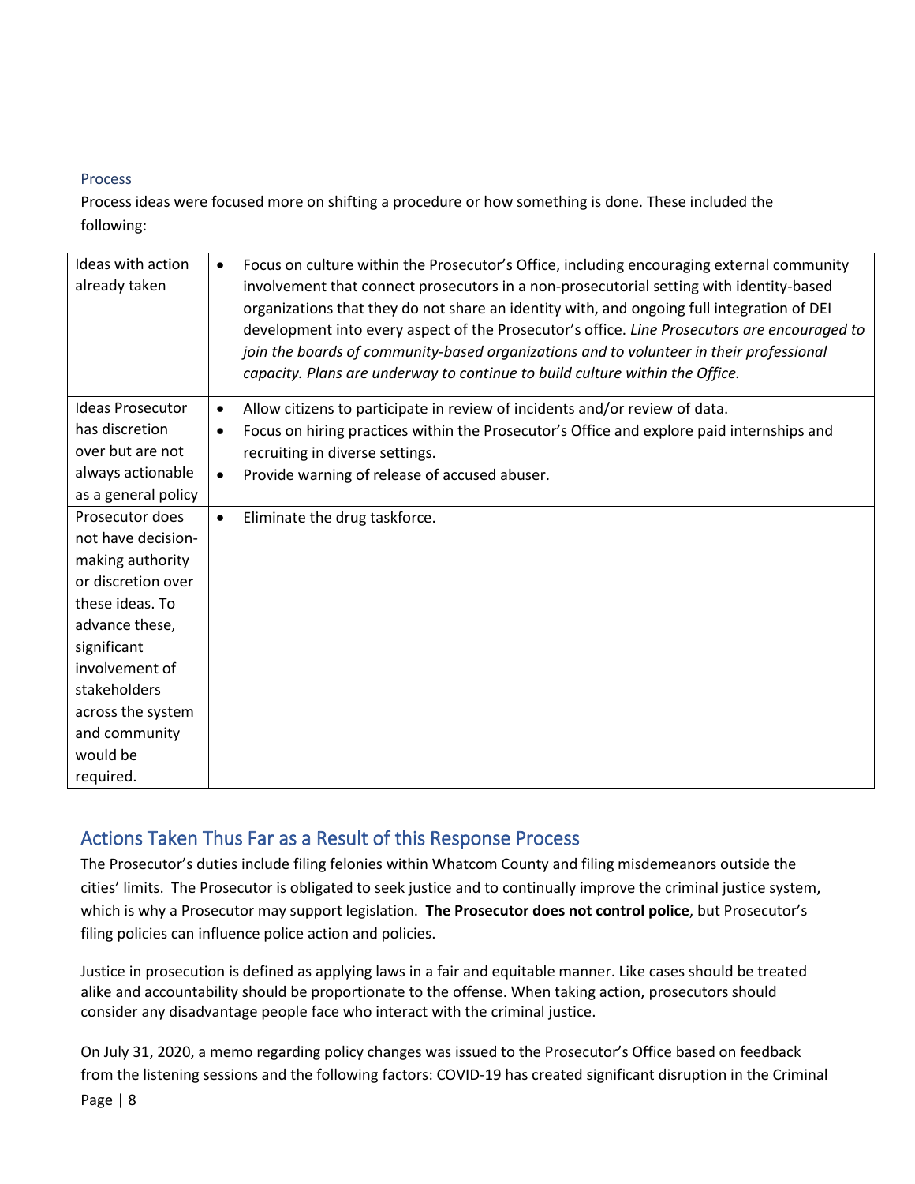### Process

Process ideas were focused more on shifting a procedure or how something is done. These included the following:

| | |
|---|---|
| Ideas with action already taken | • Focus on culture within the Prosecutor's Office, including encouraging external community involvement that connect prosecutors in a non-prosecutorial setting with identity-based organizations that they do not share an identity with, and ongoing full integration of DEI development into every aspect of the Prosecutor's office. *Line Prosecutors are encouraged to join the boards of community-based organizations and to volunteer in their professional capacity. Plans are underway to continue to build culture within the Office.* |
| Ideas Prosecutor has discretion over but are not always actionable as a general policy | • Allow citizens to participate in review of incidents and/or review of data.<br>• Focus on hiring practices within the Prosecutor's Office and explore paid internships and recruiting in diverse settings.<br>• Provide warning of release of accused abuser. |
| Prosecutor does not have decision-making authority or discretion over these ideas. To advance these, significant involvement of stakeholders across the system and community would be required. | • Eliminate the drug taskforce. |

## Actions Taken Thus Far as a Result of this Response Process

The Prosecutor's duties include filing felonies within Whatcom County and filing misdemeanors outside the cities' limits. The Prosecutor is obligated to seek justice and to continually improve the criminal justice system, which is why a Prosecutor may support legislation. **The Prosecutor does not control police**, but Prosecutor's filing policies can influence police action and policies.

Justice in prosecution is defined as applying laws in a fair and equitable manner. Like cases should be treated alike and accountability should be proportionate to the offense. When taking action, prosecutors should consider any disadvantage people face who interact with the criminal justice.

On July 31, 2020, a memo regarding policy changes was issued to the Prosecutor's Office based on feedback from the listening sessions and the following factors: COVID-19 has created significant disruption in the Criminal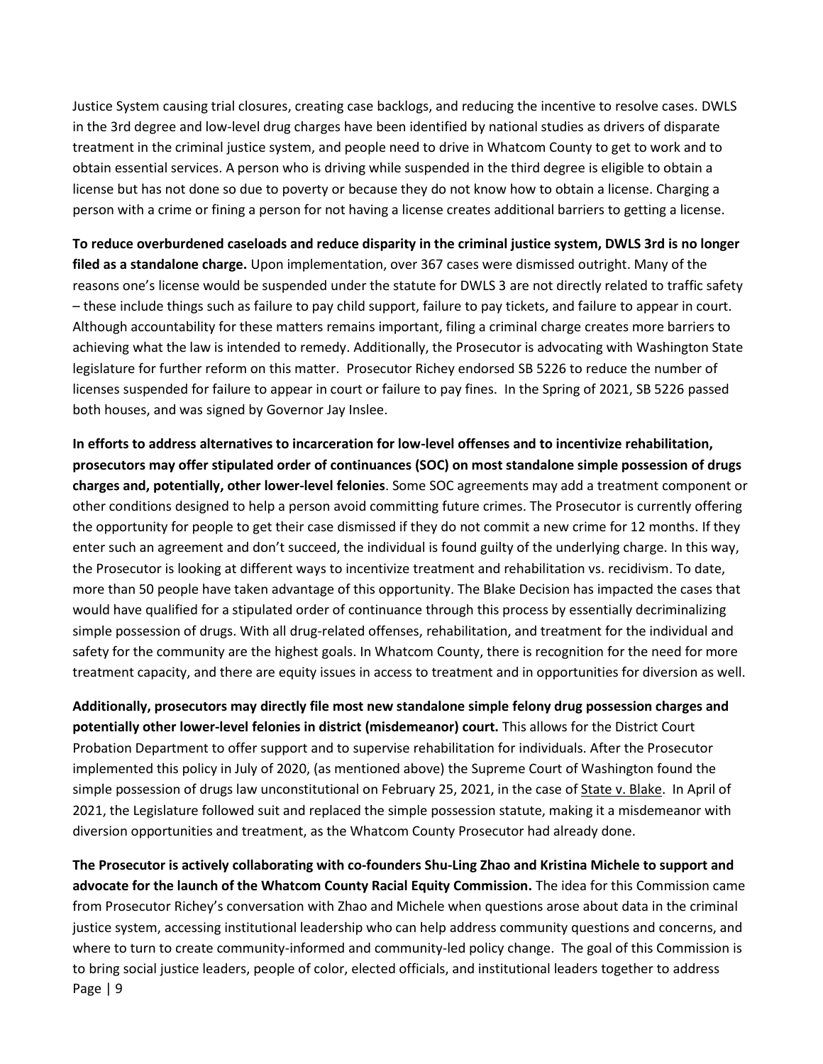Justice System causing trial closures, creating case backlogs, and reducing the incentive to resolve cases. DWLS in the 3rd degree and low-level drug charges have been identified by national studies as drivers of disparate treatment in the criminal justice system, and people need to drive in Whatcom County to get to work and to obtain essential services. A person who is driving while suspended in the third degree is eligible to obtain a license but has not done so due to poverty or because they do not know how to obtain a license. Charging a person with a crime or fining a person for not having a license creates additional barriers to getting a license.

**To reduce overburdened caseloads and reduce disparity in the criminal justice system, DWLS 3rd is no longer filed as a standalone charge.** Upon implementation, over 367 cases were dismissed outright. Many of the reasons one's license would be suspended under the statute for DWLS 3 are not directly related to traffic safety – these include things such as failure to pay child support, failure to pay tickets, and failure to appear in court. Although accountability for these matters remains important, filing a criminal charge creates more barriers to achieving what the law is intended to remedy. Additionally, the Prosecutor is advocating with Washington State legislature for further reform on this matter. Prosecutor Richey endorsed SB 5226 to reduce the number of licenses suspended for failure to appear in court or failure to pay fines. In the Spring of 2021, SB 5226 passed both houses, and was signed by Governor Jay Inslee.

**In efforts to address alternatives to incarceration for low-level offenses and to incentivize rehabilitation, prosecutors may offer stipulated order of continuances (SOC) on most standalone simple possession of drugs charges and, potentially, other lower-level felonies**. Some SOC agreements may add a treatment component or other conditions designed to help a person avoid committing future crimes. The Prosecutor is currently offering the opportunity for people to get their case dismissed if they do not commit a new crime for 12 months. If they enter such an agreement and don't succeed, the individual is found guilty of the underlying charge. In this way, the Prosecutor is looking at different ways to incentivize treatment and rehabilitation vs. recidivism. To date, more than 50 people have taken advantage of this opportunity. The Blake Decision has impacted the cases that would have qualified for a stipulated order of continuance through this process by essentially decriminalizing simple possession of drugs. With all drug-related offenses, rehabilitation, and treatment for the individual and safety for the community are the highest goals. In Whatcom County, there is recognition for the need for more treatment capacity, and there are equity issues in access to treatment and in opportunities for diversion as well.

**Additionally, prosecutors may directly file most new standalone simple felony drug possession charges and potentially other lower-level felonies in district (misdemeanor) court.** This allows for the District Court Probation Department to offer support and to supervise rehabilitation for individuals. After the Prosecutor implemented this policy in July of 2020, (as mentioned above) the Supreme Court of Washington found the simple possession of drugs law unconstitutional on February 25, 2021, in the case of State v. Blake. In April of 2021, the Legislature followed suit and replaced the simple possession statute, making it a misdemeanor with diversion opportunities and treatment, as the Whatcom County Prosecutor had already done.

**The Prosecutor is actively collaborating with co-founders Shu-Ling Zhao and Kristina Michele to support and advocate for the launch of the Whatcom County Racial Equity Commission.** The idea for this Commission came from Prosecutor Richey's conversation with Zhao and Michele when questions arose about data in the criminal justice system, accessing institutional leadership who can help address community questions and concerns, and where to turn to create community-informed and community-led policy change. The goal of this Commission is to bring social justice leaders, people of color, elected officials, and institutional leaders together to address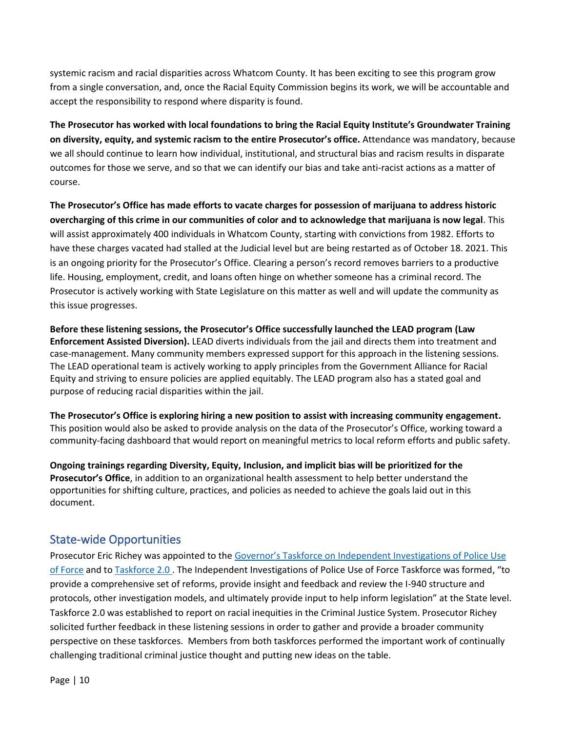systemic racism and racial disparities across Whatcom County. It has been exciting to see this program grow from a single conversation, and, once the Racial Equity Commission begins its work, we will be accountable and accept the responsibility to respond where disparity is found.

**The Prosecutor has worked with local foundations to bring the Racial Equity Institute's Groundwater Training on diversity, equity, and systemic racism to the entire Prosecutor's office.** Attendance was mandatory, because we all should continue to learn how individual, institutional, and structural bias and racism results in disparate outcomes for those we serve, and so that we can identify our bias and take anti-racist actions as a matter of course.

**The Prosecutor's Office has made efforts to vacate charges for possession of marijuana to address historic overcharging of this crime in our communities of color and to acknowledge that marijuana is now legal**. This will assist approximately 400 individuals in Whatcom County, starting with convictions from 1982. Efforts to have these charges vacated had stalled at the Judicial level but are being restarted as of October 18. 2021. This is an ongoing priority for the Prosecutor's Office. Clearing a person's record removes barriers to a productive life. Housing, employment, credit, and loans often hinge on whether someone has a criminal record. The Prosecutor is actively working with State Legislature on this matter as well and will update the community as this issue progresses.

**Before these listening sessions, the Prosecutor's Office successfully launched the LEAD program (Law Enforcement Assisted Diversion).** LEAD diverts individuals from the jail and directs them into treatment and case-management. Many community members expressed support for this approach in the listening sessions. The LEAD operational team is actively working to apply principles from the Government Alliance for Racial Equity and striving to ensure policies are applied equitably. The LEAD program also has a stated goal and purpose of reducing racial disparities within the jail.

**The Prosecutor's Office is exploring hiring a new position to assist with increasing community engagement.** This position would also be asked to provide analysis on the data of the Prosecutor's Office, working toward a community-facing dashboard that would report on meaningful metrics to local reform efforts and public safety.

**Ongoing trainings regarding Diversity, Equity, Inclusion, and implicit bias will be prioritized for the Prosecutor's Office**, in addition to an organizational health assessment to help better understand the opportunities for shifting culture, practices, and policies as needed to achieve the goals laid out in this document.

## State-wide Opportunities

Prosecutor Eric Richey was appointed to the Governor's Taskforce on Independent Investigations of Police Use of Force and to Taskforce 2.0 . The Independent Investigations of Police Use of Force Taskforce was formed, "to provide a comprehensive set of reforms, provide insight and feedback and review the I-940 structure and protocols, other investigation models, and ultimately provide input to help inform legislation" at the State level. Taskforce 2.0 was established to report on racial inequities in the Criminal Justice System. Prosecutor Richey solicited further feedback in these listening sessions in order to gather and provide a broader community perspective on these taskforces. Members from both taskforces performed the important work of continually challenging traditional criminal justice thought and putting new ideas on the table.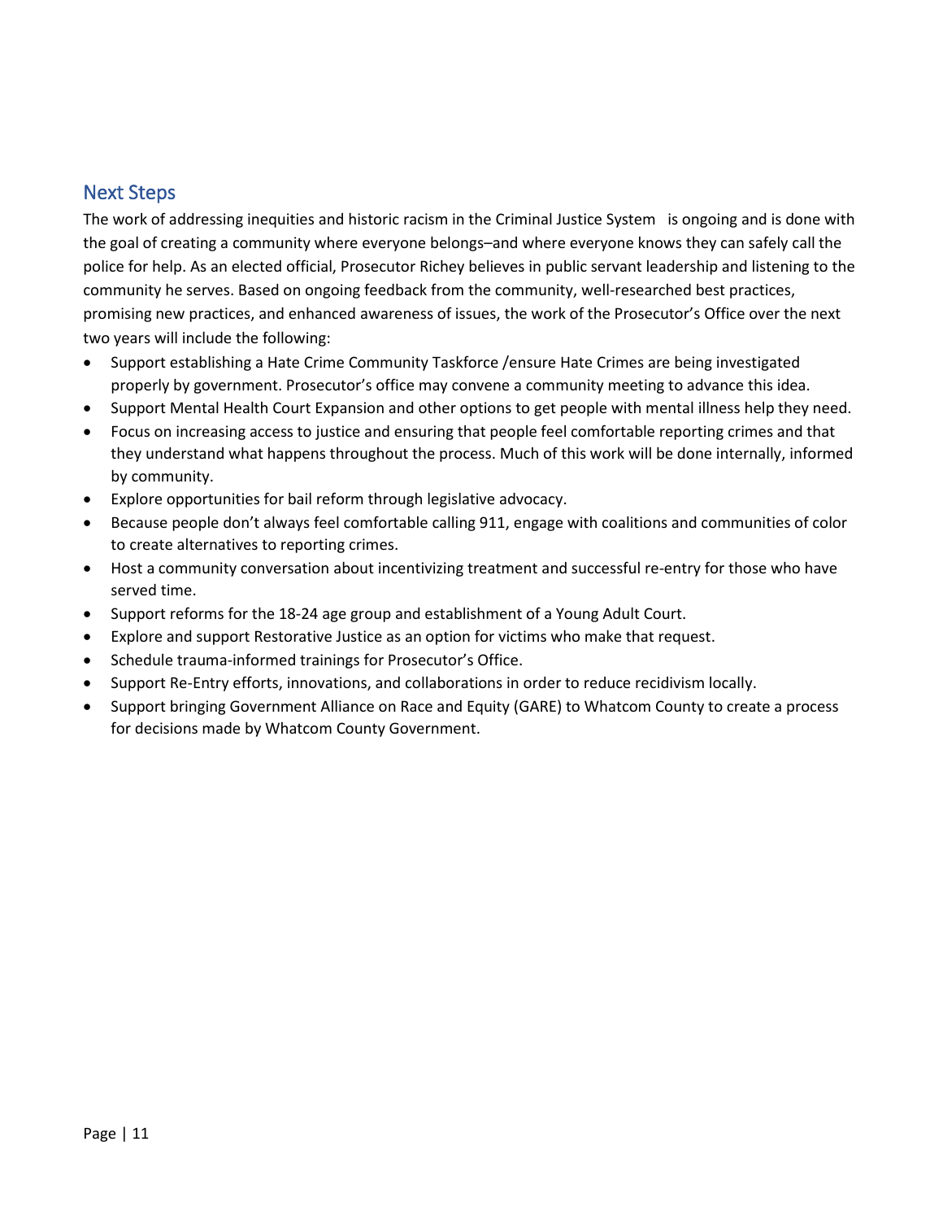## Next Steps

The work of addressing inequities and historic racism in the Criminal Justice System is ongoing and is done with the goal of creating a community where everyone belongs–and where everyone knows they can safely call the police for help. As an elected official, Prosecutor Richey believes in public servant leadership and listening to the community he serves. Based on ongoing feedback from the community, well-researched best practices, promising new practices, and enhanced awareness of issues, the work of the Prosecutor's Office over the next two years will include the following:

- Support establishing a Hate Crime Community Taskforce /ensure Hate Crimes are being investigated properly by government. Prosecutor's office may convene a community meeting to advance this idea.
- Support Mental Health Court Expansion and other options to get people with mental illness help they need.
- Focus on increasing access to justice and ensuring that people feel comfortable reporting crimes and that they understand what happens throughout the process. Much of this work will be done internally, informed by community.
- Explore opportunities for bail reform through legislative advocacy.
- Because people don't always feel comfortable calling 911, engage with coalitions and communities of color to create alternatives to reporting crimes.
- Host a community conversation about incentivizing treatment and successful re-entry for those who have served time.
- Support reforms for the 18-24 age group and establishment of a Young Adult Court.
- Explore and support Restorative Justice as an option for victims who make that request.
- Schedule trauma-informed trainings for Prosecutor's Office.
- Support Re-Entry efforts, innovations, and collaborations in order to reduce recidivism locally.
- Support bringing Government Alliance on Race and Equity (GARE) to Whatcom County to create a process for decisions made by Whatcom County Government.